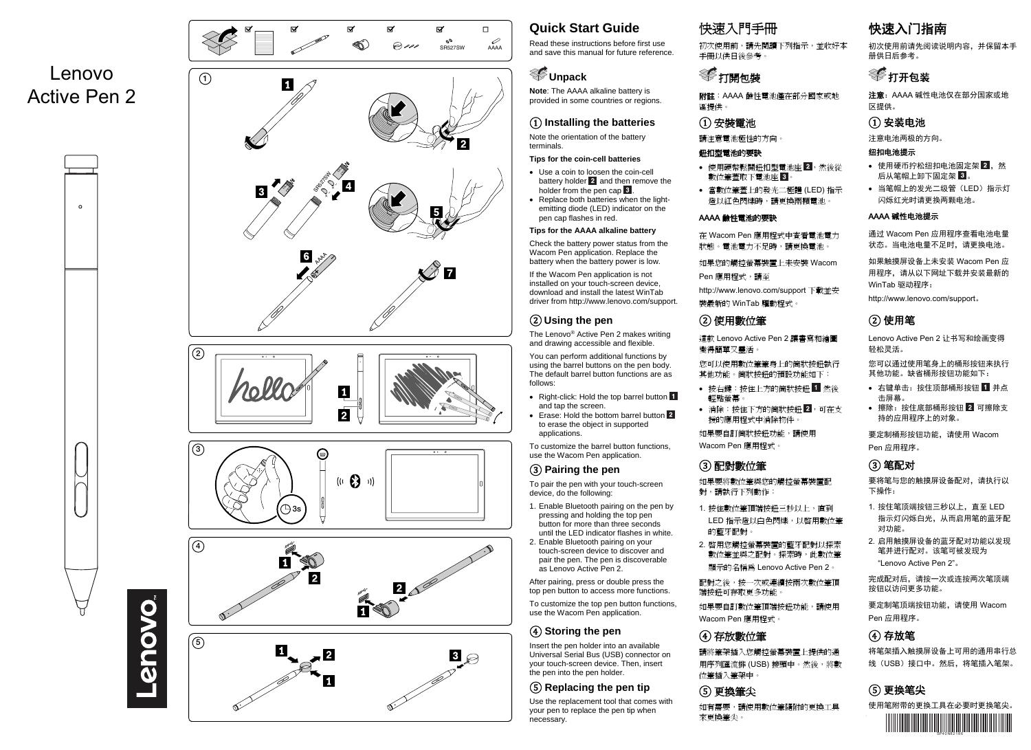# Lenovo Active Pen 2

SR527SW AAAA

# Quick Start Guide

Read these instructions before first use and save this manual for future reference.

## Unpack

**Note**: The AAAA alkaline battery is provided in some countries or regions.

## ① Installing the batteries

Note the orientation of the battery terminals.

**Tips for the coin-cell batteries**

- Use a coin to loosen the coin-cell battery holder 2 and then remove the holder from the pen cap 3.
- Replace both batteries when the light-emitting diode (LED) indicator on the pen cap flashes in red.

**Tips for the AAAA alkaline battery**

Check the battery power status from the Wacom Pen application. Replace the battery when the battery power is low.

If the Wacom Pen application is not installed on your touch-screen device, download and install the latest WinTab driver from http://www.lenovo.com/support.

## ② Using the pen

The Lenovo® Active Pen 2 makes writing and drawing accessible and flexible.

You can perform additional functions by using the barrel buttons on the pen body. The default barrel button functions are as follows:

- Right-click: Hold the top barrel button 1 and tap the screen.
- Erase: Hold the bottom barrel button 2 to erase the object in supported applications.

To customize the barrel button functions, use the Wacom Pen application.

## ③ Pairing the pen

To pair the pen with your touch-screen device, do the following:

1. Enable Bluetooth pairing on the pen by pressing and holding the top pen button for more than three seconds until the LED indicator flashes in white.
2. Enable Bluetooth pairing on your touch-screen device to discover and pair the pen. The pen is discoverable as Lenovo Active Pen 2.

After pairing, press or double press the top pen button to access more functions.

To customize the top pen button functions, use the Wacom Pen application.

## ④ Storing the pen

Insert the pen holder into an available Universal Serial Bus (USB) connector on your touch-screen device. Then, insert the pen into the pen holder.

## ⑤ Replacing the pen tip

Use the replacement tool that comes with your pen to replace the pen tip when necessary.

# 快速入門手冊

初次使用前，請先閱讀下列指示，並收好本手冊以供日後參考。

## 打開包裝

**附註**：AAAA 鹼性電池僅在部分國家或地區提供。

## ① 安裝電池

請注意電池極性的方向。

**鈕扣型電池的要訣**

- 使用硬幣鬆開鈕扣型電池座 2，然後從數位筆蓋取下電池座 3。
- 當數位筆蓋上的發光二極體 (LED) 指示燈以紅色閃爍時，請更換兩顆電池。

**AAAA 鹼性電池的要訣**

在 Wacom Pen 應用程式中查看電池電力狀態。電池電力不足時，請更換電池。

如果您的觸控螢幕裝置上未安裝 Wacom Pen 應用程式，請至 http://www.lenovo.com/support 下載並安裝最新的 WinTab 驅動程式。

## ② 使用數位筆

這款 Lenovo Active Pen 2 讓書寫和繪圖變得簡單又靈活。

您可以使用數位筆筆身上的筒狀按鈕執行其他功能。筒狀按鈕的預設功能如下：

- 按右鍵：按住上方的筒狀按鈕 1 然後輕點螢幕。
- 消除：按住下方的筒狀按鈕 2，可在支援的應用程式中消除物件。

如果要自訂筒狀按鈕功能，請使用 Wacom Pen 應用程式。

## ③ 配對數位筆

如果要將數位筆與您的觸控螢幕裝置配對，請執行下列動作：

1. 按住數位筆頂端按鈕三秒以上，直到 LED 指示燈以白色閃爍，以啟用數位筆的藍牙配對。
2. 啟用您觸控螢幕裝置的藍牙配對以探索數位筆並與之配對。探索時，此數位筆顯示的名稱為 Lenovo Active Pen 2。

配對之後，按一次或連續按兩次數位筆頂端按鈕可存取更多功能。

如果要自訂數位筆頂端按鈕功能，請使用 Wacom Pen 應用程式。

## ④ 存放數位筆

請將筆架插入您觸控螢幕裝置上提供的通用序列匯流排 (USB) 接頭中。然後，將數位筆插入筆架中。

## ⑤ 更換筆尖

如有需要，請使用數位筆隨附的更換工具來更換筆尖。

# 快速入门指南

初次使用前请先阅读说明内容，并保留本手册供日后参考。

## 打开包装

**注意**：AAAA 碱性电池仅在部分国家或地区提供。

## ① 安装电池

注意电池两极的方向。

**纽扣电池提示**

- 使用硬币拧松纽扣电池固定架 2，然后从笔帽上卸下固定架 3。
- 当笔帽上的发光二极管（LED）指示灯闪烁红光时请更换两颗电池。

**AAAA 碱性电池提示**

通过 Wacom Pen 应用程序查看电池电量状态。当电池电量不足时，请更换电池。

如果触摸屏设备上未安装 Wacom Pen 应用程序，请从以下网址下载并安装最新的 WinTab 驱动程序：

http://www.lenovo.com/support。

## ② 使用笔

Lenovo Active Pen 2 让书写和绘画变得轻松灵活。

您可以通过使用笔身上的桶形按钮来执行其他功能。缺省桶形按钮功能如下：

- 右键单击：按住顶部桶形按钮 1 并点击屏幕。
- 擦除：按住底部桶形按钮 2 可擦除支持的应用程序上的对象。

要定制桶形按钮功能，请使用 Wacom Pen 应用程序。

## ③ 笔配对

要将笔与您的触摸屏设备配对，请执行以下操作：

1. 按住笔顶端按钮三秒以上，直至 LED 指示灯闪烁白光，从而启用笔的蓝牙配对功能。
2. 启用触摸屏设备的蓝牙配对功能以发现笔并进行配对。该笔可被发现为"Lenovo Active Pen 2"。

完成配对后，请按一次或连按两次笔顶端按钮以访问更多功能。

要定制笔顶端按钮功能，请使用 Wacom Pen 应用程序。

## ④ 存放笔

将笔架插入触摸屏设备上可用的通用串行总线（USB）接口中。然后，将笔插入笔架。

## ⑤ 更换笔尖

使用笔附带的更换工具在必要时更换笔尖。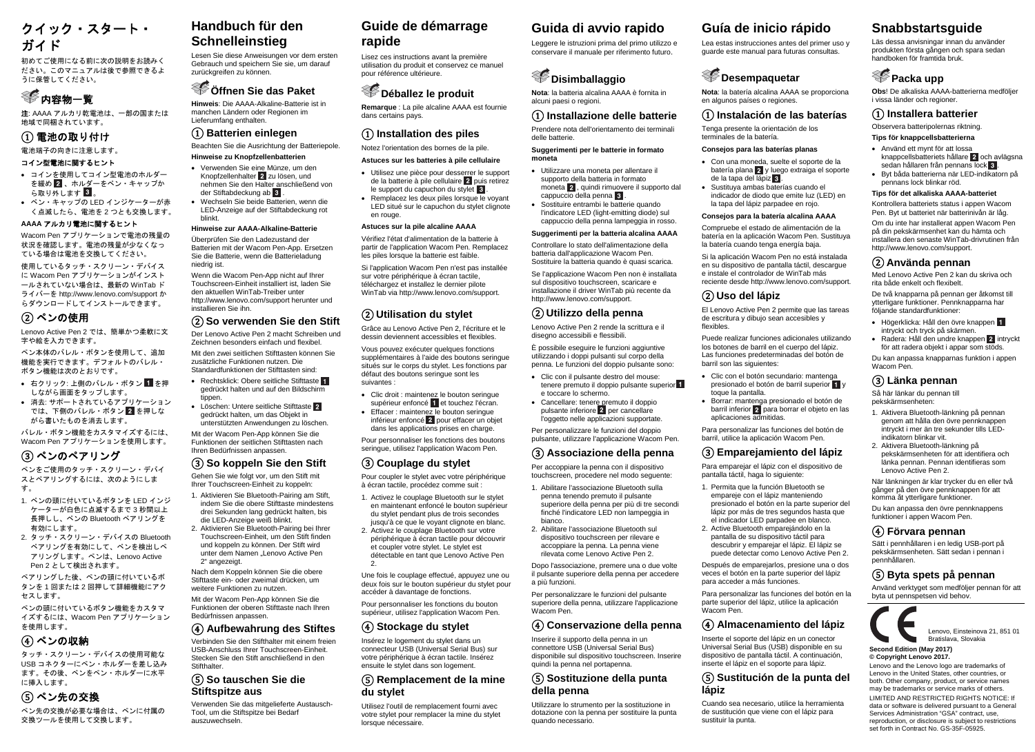# クイック・スタート・ガイド

初めてご使用になる前に本の説明をお読みください。このマニュアルは後で参照できるように保管してください。

## 内容物一覧

**注**: AAAA アルカリ乾電池は、一部の国または地域で同梱されています。

### ① 電池の取り付け

電池端子の向きに注意します。

**コイン型電池に関するヒント**

- コインを使用してコイン型電池のホルダーを緩め 2 、ホルダーをペン・キャップから取り外します 3 。
- ペン・キャップの LED インジケーターが赤く点滅したら、電池を 2 つとも交換します。

**AAAA アルカリ電池に関するヒント**

Wacom Pen アプリケーションで電池の残量の状況を確認します。電池の残量が少なくなっている場合は電池を交換してください。

使用しているタッチ・スクリーン・デバイスに Wacom Pen アプリケーションがインストールされていない場合は、最新の WinTab ドライバーを http://www.lenovo.com/support からダウンロードしてインストールできます。

### ② ペンの使用

Lenovo Active Pen 2 では、簡単かつ柔軟に文字や絵を入力できます。

ペン本体のバレル・ボタンを使用して、追加機能を実行できます。デフォルトのバレル・ボタン機能は次のとおりです。

- 右クリック: 上側のバレル・ボタン 1 を押しながら画面をタップします。
- 消去: サポートされているアプリケーションでは、下側のバレル・ボタン 2 を押しながら書いたものを消去します。

バレル・ボタン機能をカスタマイズするには、Wacom Pen アプリケーションを使用します。

### ③ ペンのペアリング

ペンをご使用のタッチ・スクリーン・デバイスとペアリングするには、次のようにします。

1. ペンの頭に付いているボタンを LED インジケーターが白色に点滅するまで 3 秒間以上長押しし、ペンの Bluetooth ペアリングを有効にします。
2. タッチ・スクリーン・デバイスの Bluetooth ペアリングを有効にして、ペンを検出しペアリングします。ペンは、Lenovo Active Pen 2 として検出されます。

ペアリングした後、ペンの頭に付いているボタンを 1 回または 2 回押して詳細機能にアクセスします。

ペンの頭に付いているボタン機能をカスタマイズするには、Wacom Pen アプリケーションを使用します。

### ④ ペンの収納

タッチ・スクリーン・デバイスの使用可能な USB コネクターにペン・ホルダーを差し込みます。その後、ペンをペン・ホルダーに水平に挿入します。

### ⑤ ペン先の交換

ペン先の交換が必要な場合は、ペンに付属の交換ツールを使用して交換します。

# Handbuch für den Schnelleinstieg

Lesen Sie diese Anweisungen vor dem ersten Gebrauch und speichern Sie sie, um darauf zurückgreifen zu können.

## Öffnen Sie das Paket

**Hinweis**: Die AAAA-Alkaline-Batterie ist in manchen Ländern oder Regionen im Lieferumfang enthalten.

### ① Batterien einlegen

Beachten Sie die Ausrichtung der Batteriepole.

**Hinweise zu Knopfzellenbatterien**

- Verwenden Sie eine Münze, um den Knopfzellenhalter 2 zu lösen, und nehmen Sie den Halter anschließend von der Stiftabdeckung ab 3 .
- Wechseln Sie beide Batterien, wenn die LED-Anzeige auf der Stiftabdeckung rot blinkt.

**Hinweise zur AAAA-Alkaline-Batterie**

Überprüfen Sie den Ladezustand der Batterien mit der Wacom Pen-App. Ersetzen Sie die Batterie, wenn die Batterieladung niedrig ist.

Wenn die Wacom Pen-App nicht auf Ihrer Touchscreen-Einheit installiert ist, laden Sie den aktuellen WinTab-Treiber unter http://www.lenovo.com/support herunter und installieren Sie ihn.

### ② So verwenden Sie den Stift

Der Lenovo Active Pen 2 macht Schreiben und Zeichnen besonders einfach und flexibel.

Mit den zwei seitlichen Stifttasten können Sie zusätzliche Funktionen nutzen. Die Standardfunktionen der Stifttasten sind:

- Rechtsklick: Obere seitliche Stifttaste 1 gedrückt halten und auf den Bildschirm tippen.
- Löschen: Untere seitliche Stifttaste 2 gedrückt halten, um das Objekt in unterstützten Anwendungen zu löschen.

Mit der Wacom Pen-App können Sie die Funktionen der seitlichen Stifttasten nach Ihren Bedürfnissen anpassen.

### ③ So koppeln Sie den Stift

Gehen Sie wie folgt vor, um den Stift mit Ihrer Touchscreen-Einheit zu koppeln:

1. Aktivieren Sie Bluetooth-Pairing am Stift, indem Sie die obere Stifttaste mindestens drei Sekunden lang gedrückt halten, bis die LED-Anzeige weiß blinkt.
2. Aktivieren Sie Bluetooth-Pairing bei Ihrer Touchscreen-Einheit, um den Stift finden und koppeln zu können. Der Stift wird unter dem Namen „Lenovo Active Pen 2" angezeigt.

Nach dem Koppeln können Sie die obere Stifttaste ein- oder zweimal drücken, um weitere Funktionen zu nutzen.

Mit der Wacom Pen-App können Sie die Funktionen der oberen Stifttaste nach Ihren Bedürfnissen anpassen.

### ④ Aufbewahrung des Stiftes

Verbinden Sie den Stifthalter mit einem freien USB-Anschluss Ihrer Touchscreen-Einheit. Stecken Sie den Stift anschließend in den Stifthalter.

### ⑤ So tauschen Sie die Stiftspitze aus

Verwenden Sie das mitgelieferte Austausch-Tool, um die Stiftspitze bei Bedarf auszuwechseln.

# Guide de démarrage rapide

Lisez ces instructions avant la première utilisation du produit et conservez ce manuel pour référence ultérieure.

## Déballez le produit

**Remarque** : La pile alcaline AAAA est fournie dans certains pays.

### ① Installation des piles

Notez l'orientation des bornes de la pile.

**Astuces sur les batteries à pile cellulaire**

- Utilisez une pièce pour desserrer le support de la batterie à pile cellulaire 2 puis retirez le support du capuchon du stylet 3 .
- Remplacez les deux piles lorsque le voyant LED situé sur le capuchon du stylet clignote en rouge.

**Astuces sur la pile alcaline AAAA**

Vérifiez l'état d'alimentation de la batterie à partir de l'application Wacom Pen. Remplacez les piles lorsque la batterie est faible.

Si l'application Wacom Pen n'est pas installée sur votre périphérique à écran tactile, téléchargez et installez le dernier pilote WinTab via http://www.lenovo.com/support.

### ② Utilisation du stylet

Grâce au Lenovo Active Pen 2, l'écriture et le dessin deviennent accessibles et flexibles.

Vous pouvez exécuter quelques fonctions supplémentaires à l'aide des boutons seringue situés sur le corps du stylet. Les fonctions par défaut des boutons seringue sont les suivantes :

- Clic droit : maintenez le bouton seringue supérieur enfoncé 1 et touchez l'écran.
- Effacer : maintenez le bouton seringue inférieur enfoncé 2 pour effacer un objet dans les applications prises en charge.

Pour personnaliser les fonctions des boutons seringue, utilisez l'application Wacom Pen.

### ③ Couplage du stylet

Pour coupler le stylet avec votre périphérique à écran tactile, procédez comme suit :

1. Activez le couplage Bluetooth sur le stylet en maintenant enfoncé le bouton supérieur du stylet pendant plus de trois secondes jusqu'à ce que le voyant clignote en blanc.
2. Activez le couplage Bluetooth sur votre périphérique à écran tactile pour découvrir et coupler votre stylet. Le stylet est détectable en tant que Lenovo Active Pen 2.

Une fois le couplage effectué, appuyez une ou deux fois sur le bouton supérieur du stylet pour accéder à davantage de fonctions.

Pour personnaliser les fonctions du bouton supérieur, utilisez l'application Wacom Pen.

### ④ Stockage du stylet

Insérez le logement du stylet dans un connecteur USB (Universal Serial Bus) sur votre périphérique à écran tactile. Insérez ensuite le stylet dans son logement.

### ⑤ Remplacement de la mine du stylet

Utilisez l'outil de remplacement fourni avec votre stylet pour remplacer la mine du stylet lorsque nécessaire.

# Guida di avvio rapido

Leggere le istruzioni prima del primo utilizzo e conservare il manuale per riferimento futuro.

## Disimballaggio

**Nota**: la batteria alcalina AAAA è fornita in alcuni paesi o regioni.

### ① Installazione delle batterie

Prendere nota dell'orientamento dei terminali delle batterie.

**Suggerimenti per le batterie in formato moneta**

- Utilizzare una moneta per allentare il supporto della batteria in formato moneta 2 , quindi rimuovere il supporto dal cappuccio della penna 3 .
- Sostituire entrambi le batterie quando l'indicatore LED (light-emitting diode) sul cappuccio della penna lampeggia in rosso.

**Suggerimenti per la batteria alcalina AAAA**

Controllare lo stato dell'alimentazione della batteria dall'applicazione Wacom Pen. Sostituire la batteria quando è quasi scarica.

Se l'applicazione Wacom Pen non è installata sul dispositivo touchscreen, scaricare e installare il driver WinTab più recente da http://www.lenovo.com/support.

### ② Utilizzo della penna

Lenovo Active Pen 2 rende la scrittura e il disegno accessibili e flessibili.

È possibile eseguire le funzioni aggiuntive utilizzando i doppi pulsanti sul corpo della penna. Le funzioni del doppio pulsante sono:

- Clic con il pulsante destro del mouse: tenere premuto il doppio pulsante superiore 1 e toccare lo schermo.
- Cancellare: tenere premuto il doppio pulsante inferiore 2 per cancellare l'oggetto nelle applicazioni supportate.

Per personalizzare le funzioni del doppio pulsante, utilizzare l'applicazione Wacom Pen.

### ③ Associazione della penna

Per accoppiare la penna con il dispositivo touchscreen, procedere nel modo seguente:

1. Abilitare l'associazione Bluetooth sulla penna tenendo premuto il pulsante superiore della penna per più di tre secondi finché l'indicatore LED non lampeggia in bianco.
2. Abilitare l'associazione Bluetooth sul dispositivo touchscreen per rilevare e accoppiare la penna. La penna viene rilevata come Lenovo Active Pen 2.

Dopo l'associazione, premere una o due volte il pulsante superiore della penna per accedere a più funzioni.

Per personalizzare le funzioni del pulsante superiore della penna, utilizzare l'applicazione Wacom Pen.

### ④ Conservazione della penna

Inserire il supporto della penna in un connettore USB (Universal Serial Bus) disponibile sul dispositivo touchscreen. Inserire quindi la penna nel portapenna.

### ⑤ Sostituzione della punta della penna

Utilizzare lo strumento per la sostituzione in dotazione con la penna per sostituire la punta quando necessario.

# Guía de inicio rápido

Lea estas instrucciones antes del primer uso y guarde este manual para futuras consultas.

## Desempaquetar

**Nota**: La batería alcalina AAAA se proporciona en algunos países o regiones.

### ① Instalación de las baterías

Tenga presente la orientación de los terminales de la batería.

**Consejos para las baterías planas**

- Con una moneda, suelte el soporte de la batería plana 2 y luego extraiga el soporte de la tapa del lápiz 3 .
- Sustituya ambas baterías cuando el indicador de diodo que emite luz (LED) en la tapa del lápiz parpadee en rojo.

**Consejos para la batería alcalina AAAA**

Compruebe el estado de alimentación de la batería en la aplicación Wacom Pen. Sustituya la batería cuando tenga energía baja.

Si la aplicación Wacom Pen no está instalada en su dispositivo de pantalla táctil, descargue e instale el controlador de WinTab más reciente desde http://www.lenovo.com/support.

### ② Uso del lápiz

El Lenovo Active Pen 2 permite que las tareas de escritura y dibujo sean accesibles y flexibles.

Puede realizar funciones adicionales utilizando los botones de barril en el cuerpo del lápiz. Las funciones predeterminadas del botón de barril son las siguientes:

- Clic con el botón secundario: mantenga presionado el botón de barril superior 1 y toque la pantalla.
- Borrar: mantenga presionado el botón de barril inferior 2 para borrar el objeto en las aplicaciones admitidas.

Para personalizar las funciones del botón de barril, utilice la aplicación Wacom Pen.

### ③ Emparejamiento del lápiz

Para emparejar el lápiz con el dispositivo de pantalla táctil, haga lo siguiente:

1. Permita que la función Bluetooth se empareje con el lápiz manteniendo presionado el botón en la parte superior del lápiz por más de tres segundos hasta que el indicador LED parpadee en blanco.
2. Active Bluetooth emparejándolo en la pantalla de su dispositivo táctil para descubrir y emparejar el lápiz. El lápiz se puede detectar como Lenovo Active Pen 2.

Después de emparejarlos, presione una o dos veces el botón en la parte superior del lápiz para acceder a más funciones.

Para personalizar las funciones del botón en la parte superior del lápiz, utilice la aplicación Wacom Pen.

### ④ Almacenamiento del lápiz

Inserte el soporte del lápiz en un conector Universal Serial Bus (USB) disponible en su dispositivo de pantalla táctil. A continuación, inserte el lápiz en el soporte para lápiz.

### ⑤ Sustitución de la punta del lápiz

Cuando sea necesario, utilice la herramienta de sustitución que viene con el lápiz para sustituir la punta.

# Snabbstartsguide

Läs dessa anvisningar innan du använder produkten första gången och spara sedan handboken för framtida bruk.

## Packa upp

**Obs**! De alkaliska AAAA-batterierna medföljer i vissa länder och regioner.

### ① Installera batterier

Observera batteripolernas riktning.

**Tips för knappcellsbatterierna**

- Använd ett mynt för att lossa knappcellsbatteriets hållare 2 och avlägsna sedan hållaren från pennans lock 3 .
- Byt båda batterierna när LED-indikatorn på pennans lock blinkar röd.

**Tips för det alkaliska AAAA-batteriet**

Kontrollera batteriets status i appen Wacom Pen. Byt ut batteriet när batterinivån är låg.

Om du inte har installerat appen Wacom Pen på din pekskärmsenhet kan du hämta och installera den senaste WinTab-drivrutinen från http://www.lenovo.com/support.

### ② Använda pennan

Med Lenovo Active Pen 2 kan du skriva och rita både enkelt och flexibelt.

De två knapparna på pennan ger åtkomst till ytterligare funktioner. Pennknapparna har följande standardfunktioner:

- Högerklicka: Håll den övre knappen 1 intryckt och tryck på skärmen.
- Radera: Håll den undre knappen 2 intryckt för att radera objekt i appar som stöds.

Du kan anpassa knapparnas funktion i appen Wacom Pen.

### ③ Länka pennan

Så här länkar du pennan till pekskärmsenheten:

1. Aktivera Bluetooth-länkning på pennan genom att hålla den övre pennknappen intryckt i mer än tre sekunder tills LED-indikatorn blinkar vit.
2. Aktivera Bluetooth-länkning på pekskärmsenheten för att identifiera och länka pennan. Pennan identifieras som Lenovo Active Pen 2.

När länkningen är klar trycker du en eller två gånger på den övre pennknappen för att komma åt ytterligare funktioner.

Du kan anpassa den övre pennknappens funktioner i appen Wacom Pen.

### ④ Förvara pennan

Sätt i pennhållaren i en ledig USB-port på pekskärmsenheten. Sätt sedan i pennan i pennhållaren.

### ⑤ Byta spets på pennan

Använd verktyget som medföljer pennan för att byta ut pennspetsen vid behov.

CE

Lenovo, Einsteinova 21, 851 01 Bratislava, Slovakia

**Second Edition (May 2017)**
**© Copyright Lenovo 2017.**

Lenovo and the Lenovo logo are trademarks of Lenovo in the United States, other countries, or both. Other company, product, or service names may be trademarks or service marks of others.

LIMITED AND RESTRICTED RIGHTS NOTICE: If data or software is delivered pursuant to a General Services Administration "GSA" contract, use, reproduction, or disclosure is subject to restrictions set forth in Contract No. GS-35F-05925.